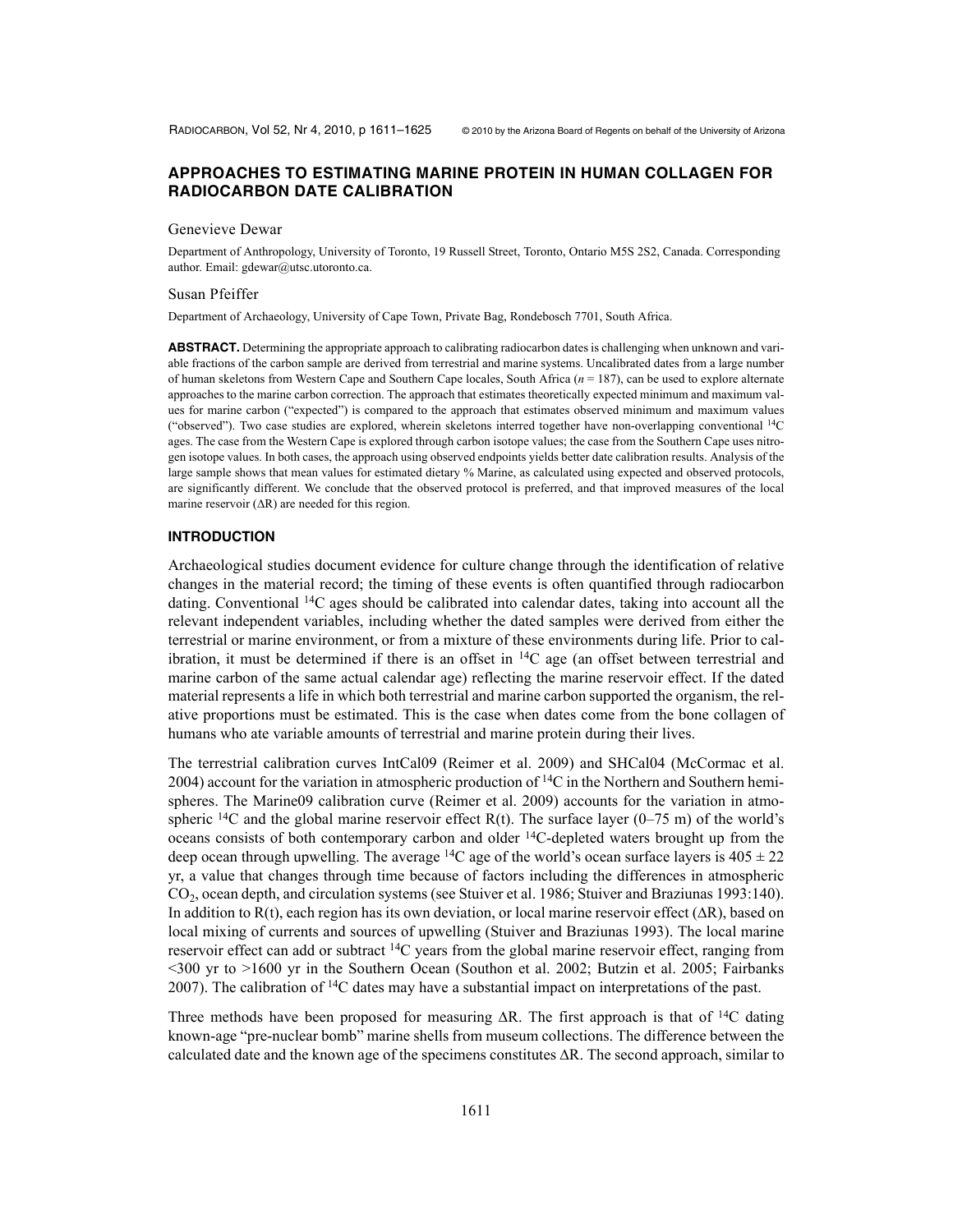# APPROACHES TO ESTIMATING MARINE PROTEIN IN HUMAN COLLAGEN FOR RADIOCARBON DATE CALIBRATION

Genevieve Dewar

Department of Anthropology, University of Toronto, 19 Russell Street, Toronto, Ontario M5S 2S2, Canada. Corresponding author. Email: gdewar@utsc.utoronto.ca.

Susan Pfeiffer

Department of Archaeology, University of Cape Town, Private Bag, Rondebosch 7701, South Africa.

**ABSTRACT.** Determining the appropriate approach to calibrating radiocarbon dates is challenging when unknown and variable fractions of the carbon sample are derived from terrestrial and marine systems. Uncalibrated dates from a large number of human skeletons from Western Cape and Southern Cape locales, South Africa ($n = 187$), can be used to explore alternate approaches to the marine carbon correction. The approach that estimates theoretically expected minimum and maximum values for marine carbon ("expected") is compared to the approach that estimates observed minimum and maximum values ("observed"). Two case studies are explored, wherein skeletons interred together have non-overlapping conventional $^{14}C$ ages. The case from the Western Cape is explored through carbon isotope values; the case from the Southern Cape uses nitrogen isotope values. In both cases, the approach using observed endpoints yields better date calibration results. Analysis of the large sample shows that mean values for estimated dietary % Marine, as calculated using expected and observed protocols, are significantly different. We conclude that the observed protocol is preferred, and that improved measures of the local marine reservoir ($\Delta R$) are needed for this region.

## INTRODUCTION

Archaeological studies document evidence for culture change through the identification of relative changes in the material record; the timing of these events is often quantified through radiocarbon dating. Conventional $^{14}C$ ages should be calibrated into calendar dates, taking into account all the relevant independent variables, including whether the dated samples were derived from either the terrestrial or marine environment, or from a mixture of these environments during life. Prior to calibration, it must be determined if there is an offset in $^{14}C$ age (an offset between terrestrial and marine carbon of the same actual calendar age) reflecting the marine reservoir effect. If the dated material represents a life in which both terrestrial and marine carbon supported the organism, the relative proportions must be estimated. This is the case when dates come from the bone collagen of humans who ate variable amounts of terrestrial and marine protein during their lives.

The terrestrial calibration curves IntCal09 (Reimer et al. 2009) and SHCal04 (McCormac et al. 2004) account for the variation in atmospheric production of $^{14}C$ in the Northern and Southern hemispheres. The Marine09 calibration curve (Reimer et al. 2009) accounts for the variation in atmospheric $^{14}C$ and the global marine reservoir effect R(t). The surface layer (0–75 m) of the world's oceans consists of both contemporary carbon and older $^{14}C$-depleted waters brought up from the deep ocean through upwelling. The average $^{14}C$ age of the world's ocean surface layers is $405 \pm 22$ yr, a value that changes through time because of factors including the differences in atmospheric $CO_2$, ocean depth, and circulation systems (see Stuiver et al. 1986; Stuiver and Braziunas 1993:140). In addition to R(t), each region has its own deviation, or local marine reservoir effect ($\Delta R$), based on local mixing of currents and sources of upwelling (Stuiver and Braziunas 1993). The local marine reservoir effect can add or subtract $^{14}C$ years from the global marine reservoir effect, ranging from <300 yr to >1600 yr in the Southern Ocean (Southon et al. 2002; Butzin et al. 2005; Fairbanks 2007). The calibration of $^{14}C$ dates may have a substantial impact on interpretations of the past.

Three methods have been proposed for measuring $\Delta R$. The first approach is that of $^{14}C$ dating known-age "pre-nuclear bomb" marine shells from museum collections. The difference between the calculated date and the known age of the specimens constitutes $\Delta R$. The second approach, similar to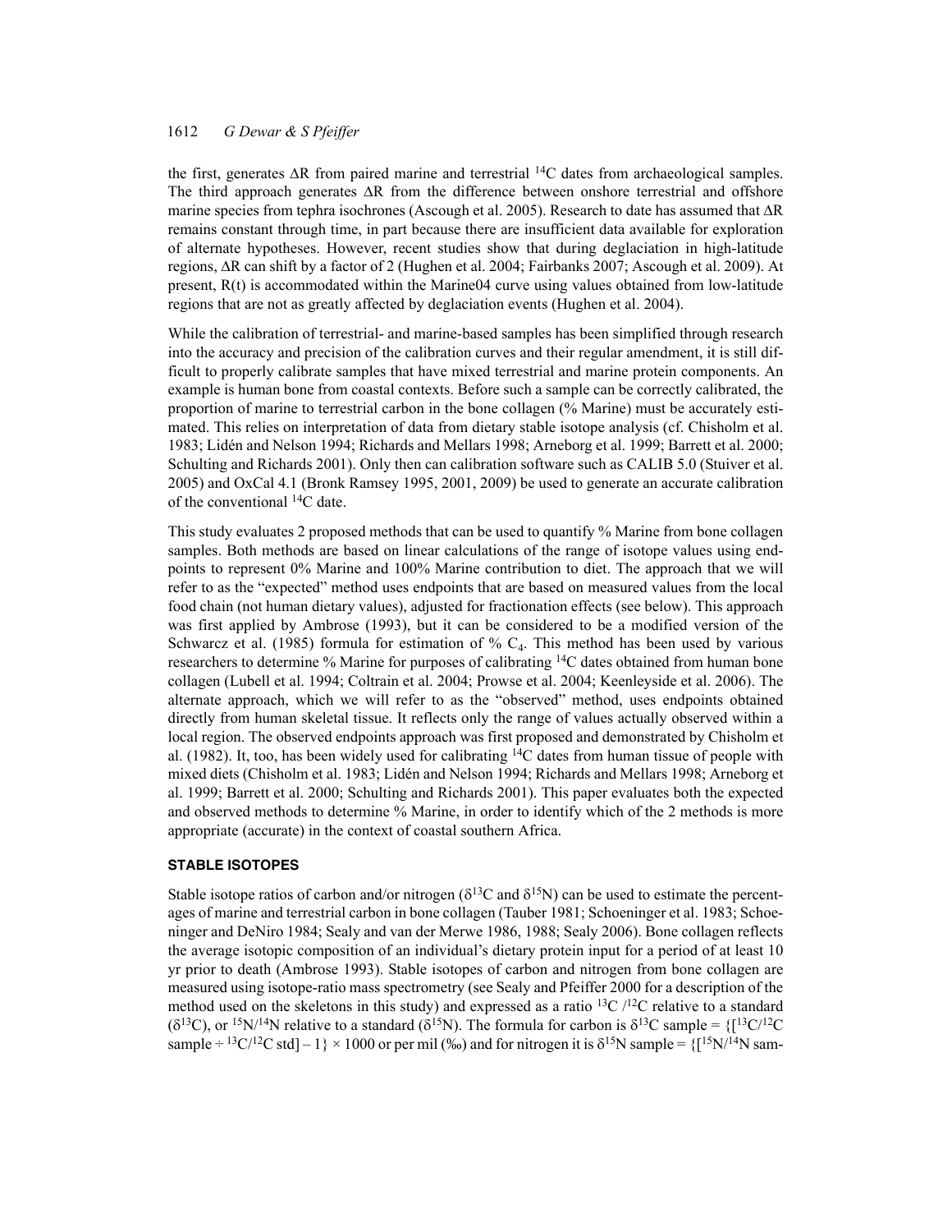the first, generates ΔR from paired marine and terrestrial $^{14}C$ dates from archaeological samples. The third approach generates ΔR from the difference between onshore terrestrial and offshore marine species from tephra isochrones (Ascough et al. 2005). Research to date has assumed that ΔR remains constant through time, in part because there are insufficient data available for exploration of alternate hypotheses. However, recent studies show that during deglaciation in high-latitude regions, ΔR can shift by a factor of 2 (Hughen et al. 2004; Fairbanks 2007; Ascough et al. 2009). At present, R(t) is accommodated within the Marine04 curve using values obtained from low-latitude regions that are not as greatly affected by deglaciation events (Hughen et al. 2004).

While the calibration of terrestrial- and marine-based samples has been simplified through research into the accuracy and precision of the calibration curves and their regular amendment, it is still difficult to properly calibrate samples that have mixed terrestrial and marine protein components. An example is human bone from coastal contexts. Before such a sample can be correctly calibrated, the proportion of marine to terrestrial carbon in the bone collagen (% Marine) must be accurately estimated. This relies on interpretation of data from dietary stable isotope analysis (cf. Chisholm et al. 1983; Lidén and Nelson 1994; Richards and Mellars 1998; Arneborg et al. 1999; Barrett et al. 2000; Schulting and Richards 2001). Only then can calibration software such as CALIB 5.0 (Stuiver et al. 2005) and OxCal 4.1 (Bronk Ramsey 1995, 2001, 2009) be used to generate an accurate calibration of the conventional $^{14}C$ date.

This study evaluates 2 proposed methods that can be used to quantify % Marine from bone collagen samples. Both methods are based on linear calculations of the range of isotope values using endpoints to represent 0% Marine and 100% Marine contribution to diet. The approach that we will refer to as the "expected" method uses endpoints that are based on measured values from the local food chain (not human dietary values), adjusted for fractionation effects (see below). This approach was first applied by Ambrose (1993), but it can be considered to be a modified version of the Schwarcz et al. (1985) formula for estimation of % $C_4$. This method has been used by various researchers to determine % Marine for purposes of calibrating $^{14}C$ dates obtained from human bone collagen (Lubell et al. 1994; Coltrain et al. 2004; Prowse et al. 2004; Keenleyside et al. 2006). The alternate approach, which we will refer to as the "observed" method, uses endpoints obtained directly from human skeletal tissue. It reflects only the range of values actually observed within a local region. The observed endpoints approach was first proposed and demonstrated by Chisholm et al. (1982). It, too, has been widely used for calibrating $^{14}C$ dates from human tissue of people with mixed diets (Chisholm et al. 1983; Lidén and Nelson 1994; Richards and Mellars 1998; Arneborg et al. 1999; Barrett et al. 2000; Schulting and Richards 2001). This paper evaluates both the expected and observed methods to determine % Marine, in order to identify which of the 2 methods is more appropriate (accurate) in the context of coastal southern Africa.

## STABLE ISOTOPES

Stable isotope ratios of carbon and/or nitrogen ($\delta^{13}C$ and $\delta^{15}N$) can be used to estimate the percentages of marine and terrestrial carbon in bone collagen (Tauber 1981; Schoeninger et al. 1983; Schoeninger and DeNiro 1984; Sealy and van der Merwe 1986, 1988; Sealy 2006). Bone collagen reflects the average isotopic composition of an individual's dietary protein input for a period of at least 10 yr prior to death (Ambrose 1993). Stable isotopes of carbon and nitrogen from bone collagen are measured using isotope-ratio mass spectrometry (see Sealy and Pfeiffer 2000 for a description of the method used on the skeletons in this study) and expressed as a ratio $^{13}C/^{12}C$ relative to a standard ($\delta^{13}C$), or $^{15}N/^{14}N$ relative to a standard ($\delta^{15}N$). The formula for carbon is $\delta^{13}C$ sample = $\{[^{13}C/^{12}C$ sample $\div$ $^{13}C/^{12}C$ std$] - 1\} \times 1000$ or per mil (‰) and for nitrogen it is $\delta^{15}N$ sample = $\{[^{15}N/^{14}N$ sam-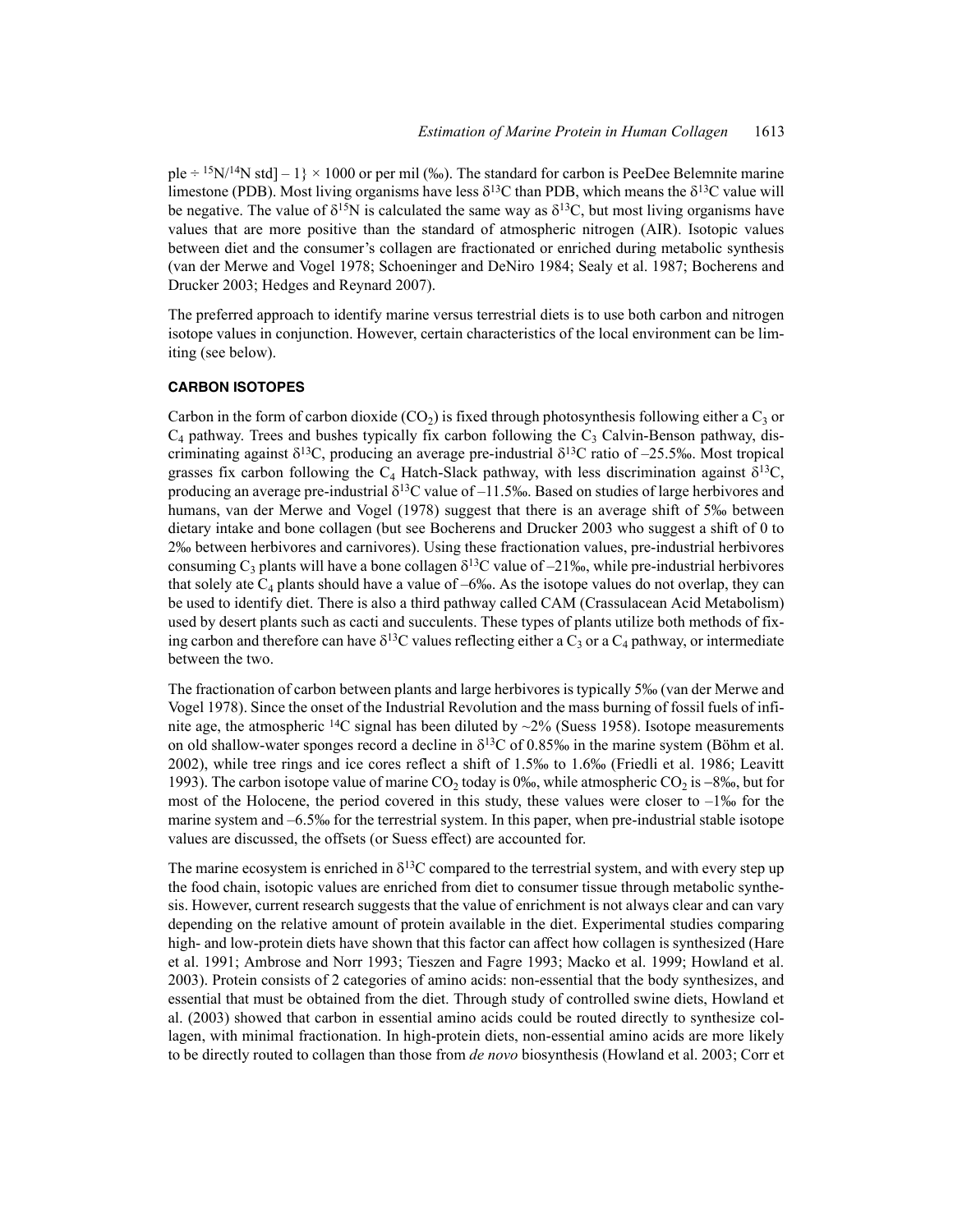ple ÷ $^{15}N/^{14}N$ std] – 1} × 1000 or per mil (‰). The standard for carbon is PeeDee Belemnite marine limestone (PDB). Most living organisms have less $\delta^{13}C$ than PDB, which means the $\delta^{13}C$ value will be negative. The value of $\delta^{15}N$ is calculated the same way as $\delta^{13}C$, but most living organisms have values that are more positive than the standard of atmospheric nitrogen (AIR). Isotopic values between diet and the consumer's collagen are fractionated or enriched during metabolic synthesis (van der Merwe and Vogel 1978; Schoeninger and DeNiro 1984; Sealy et al. 1987; Bocherens and Drucker 2003; Hedges and Reynard 2007).

The preferred approach to identify marine versus terrestrial diets is to use both carbon and nitrogen isotope values in conjunction. However, certain characteristics of the local environment can be limiting (see below).

### CARBON ISOTOPES

Carbon in the form of carbon dioxide ($CO_2$) is fixed through photosynthesis following either a $C_3$ or $C_4$ pathway. Trees and bushes typically fix carbon following the $C_3$ Calvin-Benson pathway, discriminating against $\delta^{13}C$, producing an average pre-industrial $\delta^{13}C$ ratio of –25.5‰. Most tropical grasses fix carbon following the $C_4$ Hatch-Slack pathway, with less discrimination against $\delta^{13}C$, producing an average pre-industrial $\delta^{13}C$ value of –11.5‰. Based on studies of large herbivores and humans, van der Merwe and Vogel (1978) suggest that there is an average shift of 5‰ between dietary intake and bone collagen (but see Bocherens and Drucker 2003 who suggest a shift of 0 to 2‰ between herbivores and carnivores). Using these fractionation values, pre-industrial herbivores consuming $C_3$ plants will have a bone collagen $\delta^{13}C$ value of –21‰, while pre-industrial herbivores that solely ate $C_4$ plants should have a value of –6‰. As the isotope values do not overlap, they can be used to identify diet. There is also a third pathway called CAM (Crassulacean Acid Metabolism) used by desert plants such as cacti and succulents. These types of plants utilize both methods of fixing carbon and therefore can have $\delta^{13}C$ values reflecting either a $C_3$ or a $C_4$ pathway, or intermediate between the two.

The fractionation of carbon between plants and large herbivores is typically 5‰ (van der Merwe and Vogel 1978). Since the onset of the Industrial Revolution and the mass burning of fossil fuels of infinite age, the atmospheric $^{14}C$ signal has been diluted by ~2% (Suess 1958). Isotope measurements on old shallow-water sponges record a decline in $\delta^{13}C$ of 0.85‰ in the marine system (Böhm et al. 2002), while tree rings and ice cores reflect a shift of 1.5‰ to 1.6‰ (Friedli et al. 1986; Leavitt 1993). The carbon isotope value of marine $CO_2$ today is 0‰, while atmospheric $CO_2$ is –8‰, but for most of the Holocene, the period covered in this study, these values were closer to –1‰ for the marine system and –6.5‰ for the terrestrial system. In this paper, when pre-industrial stable isotope values are discussed, the offsets (or Suess effect) are accounted for.

The marine ecosystem is enriched in $\delta^{13}C$ compared to the terrestrial system, and with every step up the food chain, isotopic values are enriched from diet to consumer tissue through metabolic synthesis. However, current research suggests that the value of enrichment is not always clear and can vary depending on the relative amount of protein available in the diet. Experimental studies comparing high- and low-protein diets have shown that this factor can affect how collagen is synthesized (Hare et al. 1991; Ambrose and Norr 1993; Tieszen and Fagre 1993; Macko et al. 1999; Howland et al. 2003). Protein consists of 2 categories of amino acids: non-essential that the body synthesizes, and essential that must be obtained from the diet. Through study of controlled swine diets, Howland et al. (2003) showed that carbon in essential amino acids could be routed directly to synthesize collagen, with minimal fractionation. In high-protein diets, non-essential amino acids are more likely to be directly routed to collagen than those from *de novo* biosynthesis (Howland et al. 2003; Corr et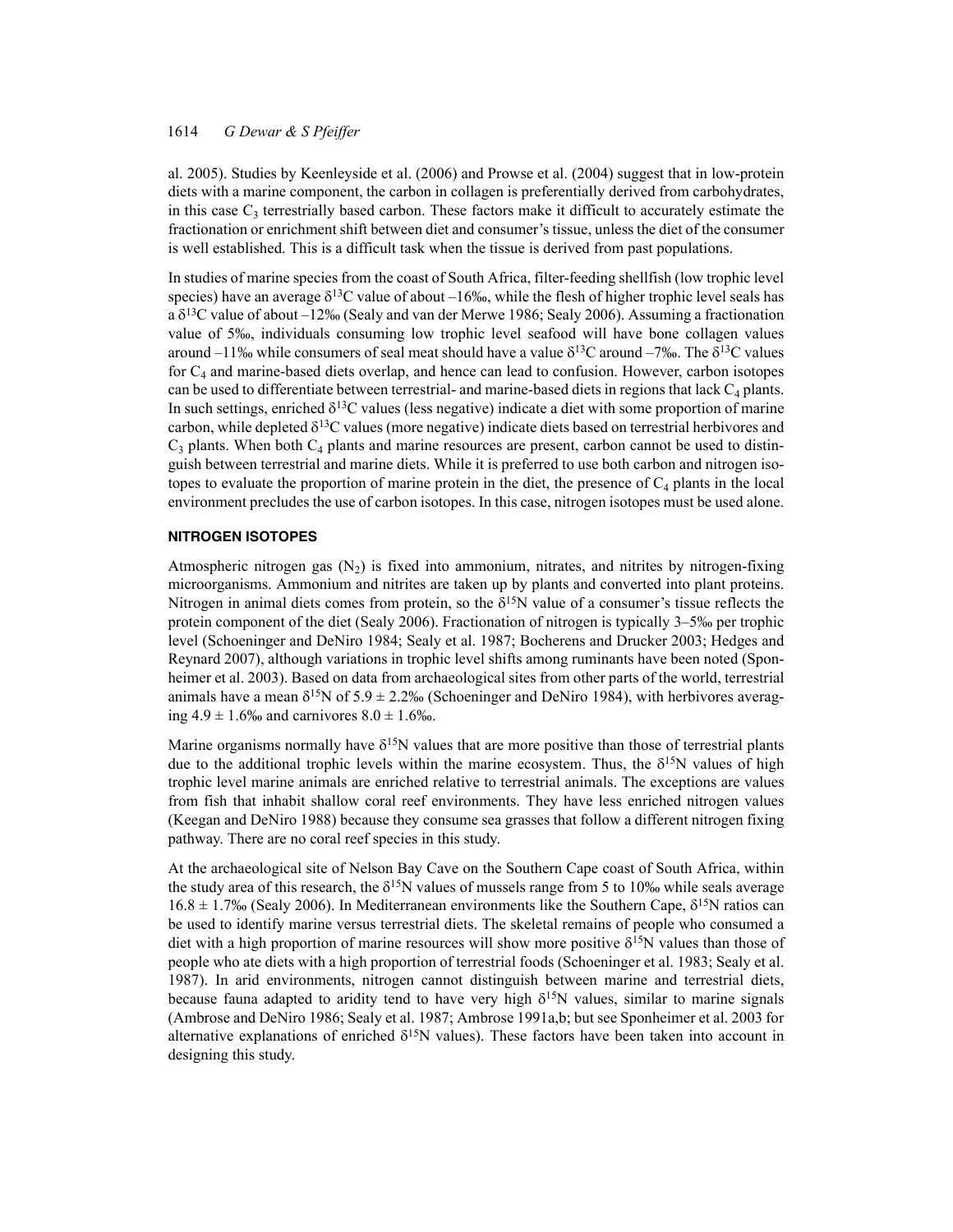al. 2005). Studies by Keenleyside et al. (2006) and Prowse et al. (2004) suggest that in low-protein diets with a marine component, the carbon in collagen is preferentially derived from carbohydrates, in this case $C_3$ terrestrially based carbon. These factors make it difficult to accurately estimate the fractionation or enrichment shift between diet and consumer's tissue, unless the diet of the consumer is well established. This is a difficult task when the tissue is derived from past populations.

In studies of marine species from the coast of South Africa, filter-feeding shellfish (low trophic level species) have an average $\delta^{13}C$ value of about –16‰, while the flesh of higher trophic level seals has a $\delta^{13}C$ value of about –12‰ (Sealy and van der Merwe 1986; Sealy 2006). Assuming a fractionation value of 5‰, individuals consuming low trophic level seafood will have bone collagen values around –11‰ while consumers of seal meat should have a value $\delta^{13}C$ around –7‰. The $\delta^{13}C$ values for $C_4$ and marine-based diets overlap, and hence can lead to confusion. However, carbon isotopes can be used to differentiate between terrestrial- and marine-based diets in regions that lack $C_4$ plants. In such settings, enriched $\delta^{13}C$ values (less negative) indicate a diet with some proportion of marine carbon, while depleted $\delta^{13}C$ values (more negative) indicate diets based on terrestrial herbivores and $C_3$ plants. When both $C_4$ plants and marine resources are present, carbon cannot be used to distinguish between terrestrial and marine diets. While it is preferred to use both carbon and nitrogen isotopes to evaluate the proportion of marine protein in the diet, the presence of $C_4$ plants in the local environment precludes the use of carbon isotopes. In this case, nitrogen isotopes must be used alone.

## NITROGEN ISOTOPES

Atmospheric nitrogen gas ($N_2$) is fixed into ammonium, nitrates, and nitrites by nitrogen-fixing microorganisms. Ammonium and nitrites are taken up by plants and converted into plant proteins. Nitrogen in animal diets comes from protein, so the $\delta^{15}N$ value of a consumer's tissue reflects the protein component of the diet (Sealy 2006). Fractionation of nitrogen is typically 3–5‰ per trophic level (Schoeninger and DeNiro 1984; Sealy et al. 1987; Bocherens and Drucker 2003; Hedges and Reynard 2007), although variations in trophic level shifts among ruminants have been noted (Sponheimer et al. 2003). Based on data from archaeological sites from other parts of the world, terrestrial animals have a mean $\delta^{15}N$ of $5.9 \pm 2.2$‰ (Schoeninger and DeNiro 1984), with herbivores averaging $4.9 \pm 1.6$‰ and carnivores $8.0 \pm 1.6$‰.

Marine organisms normally have $\delta^{15}N$ values that are more positive than those of terrestrial plants due to the additional trophic levels within the marine ecosystem. Thus, the $\delta^{15}N$ values of high trophic level marine animals are enriched relative to terrestrial animals. The exceptions are values from fish that inhabit shallow coral reef environments. They have less enriched nitrogen values (Keegan and DeNiro 1988) because they consume sea grasses that follow a different nitrogen fixing pathway. There are no coral reef species in this study.

At the archaeological site of Nelson Bay Cave on the Southern Cape coast of South Africa, within the study area of this research, the $\delta^{15}N$ values of mussels range from 5 to 10‰ while seals average $16.8 \pm 1.7$‰ (Sealy 2006). In Mediterranean environments like the Southern Cape, $\delta^{15}N$ ratios can be used to identify marine versus terrestrial diets. The skeletal remains of people who consumed a diet with a high proportion of marine resources will show more positive $\delta^{15}N$ values than those of people who ate diets with a high proportion of terrestrial foods (Schoeninger et al. 1983; Sealy et al. 1987). In arid environments, nitrogen cannot distinguish between marine and terrestrial diets, because fauna adapted to aridity tend to have very high $\delta^{15}N$ values, similar to marine signals (Ambrose and DeNiro 1986; Sealy et al. 1987; Ambrose 1991a,b; but see Sponheimer et al. 2003 for alternative explanations of enriched $\delta^{15}N$ values). These factors have been taken into account in designing this study.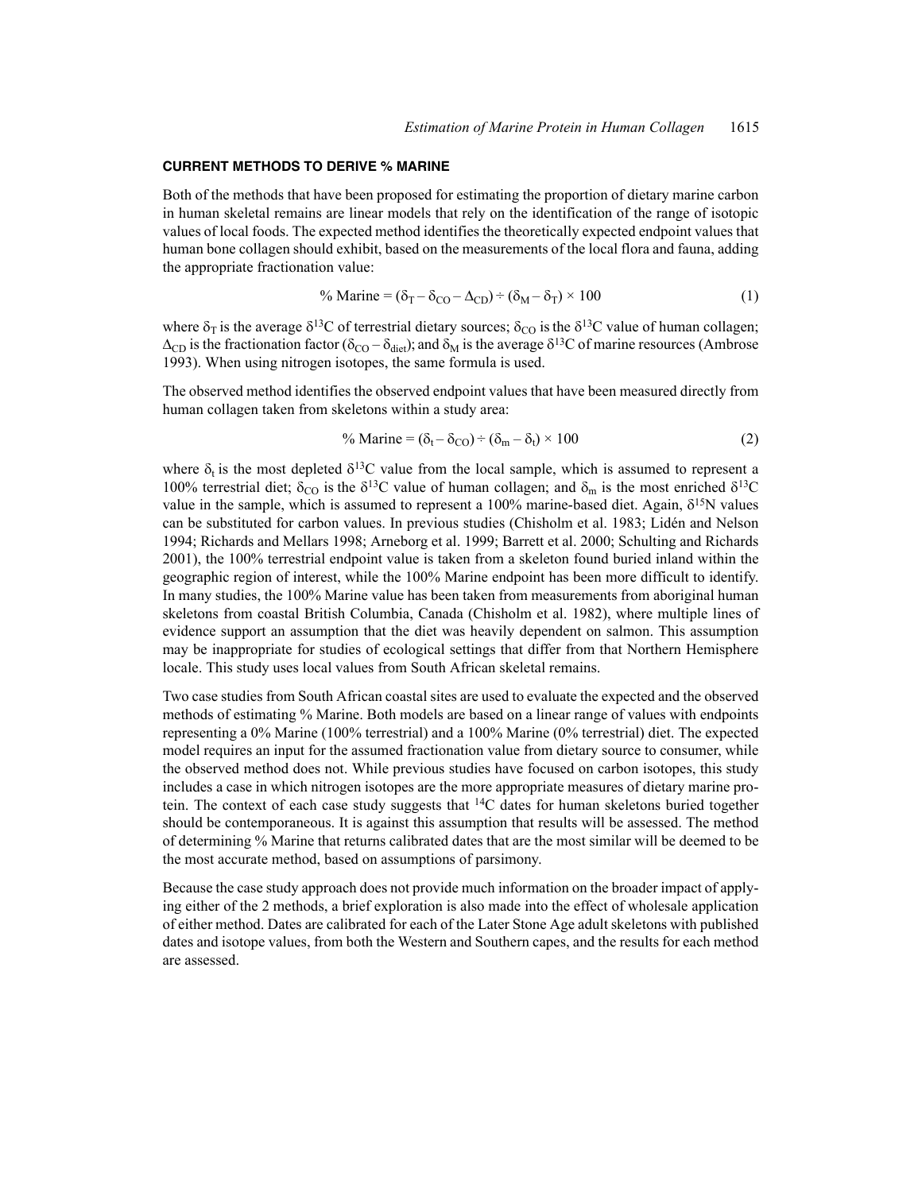## CURRENT METHODS TO DERIVE % MARINE

Both of the methods that have been proposed for estimating the proportion of dietary marine carbon in human skeletal remains are linear models that rely on the identification of the range of isotopic values of local foods. The expected method identifies the theoretically expected endpoint values that human bone collagen should exhibit, based on the measurements of the local flora and fauna, adding the appropriate fractionation value:

$$\% \text{ Marine} = (\delta_T - \delta_{CO} - \Delta_{CD}) \div (\delta_M - \delta_T) \times 100 \tag{1}$$

where $\delta_T$ is the average $\delta^{13}C$ of terrestrial dietary sources; $\delta_{CO}$ is the $\delta^{13}C$ value of human collagen; $\Delta_{CD}$ is the fractionation factor ($\delta_{CO} - \delta_{diet}$); and $\delta_M$ is the average $\delta^{13}C$ of marine resources (Ambrose 1993). When using nitrogen isotopes, the same formula is used.

The observed method identifies the observed endpoint values that have been measured directly from human collagen taken from skeletons within a study area:

$$\% \text{ Marine} = (\delta_t - \delta_{CO}) \div (\delta_m - \delta_t) \times 100 \tag{2}$$

where $\delta_t$ is the most depleted $\delta^{13}C$ value from the local sample, which is assumed to represent a 100% terrestrial diet; $\delta_{CO}$ is the $\delta^{13}C$ value of human collagen; and $\delta_m$ is the most enriched $\delta^{13}C$ value in the sample, which is assumed to represent a 100% marine-based diet. Again, $\delta^{15}N$ values can be substituted for carbon values. In previous studies (Chisholm et al. 1983; Lidén and Nelson 1994; Richards and Mellars 1998; Arneborg et al. 1999; Barrett et al. 2000; Schulting and Richards 2001), the 100% terrestrial endpoint value is taken from a skeleton found buried inland within the geographic region of interest, while the 100% Marine endpoint has been more difficult to identify. In many studies, the 100% Marine value has been taken from measurements from aboriginal human skeletons from coastal British Columbia, Canada (Chisholm et al. 1982), where multiple lines of evidence support an assumption that the diet was heavily dependent on salmon. This assumption may be inappropriate for studies of ecological settings that differ from that Northern Hemisphere locale. This study uses local values from South African skeletal remains.

Two case studies from South African coastal sites are used to evaluate the expected and the observed methods of estimating % Marine. Both models are based on a linear range of values with endpoints representing a 0% Marine (100% terrestrial) and a 100% Marine (0% terrestrial) diet. The expected model requires an input for the assumed fractionation value from dietary source to consumer, while the observed method does not. While previous studies have focused on carbon isotopes, this study includes a case in which nitrogen isotopes are the more appropriate measures of dietary marine protein. The context of each case study suggests that $^{14}C$ dates for human skeletons buried together should be contemporaneous. It is against this assumption that results will be assessed. The method of determining % Marine that returns calibrated dates that are the most similar will be deemed to be the most accurate method, based on assumptions of parsimony.

Because the case study approach does not provide much information on the broader impact of applying either of the 2 methods, a brief exploration is also made into the effect of wholesale application of either method. Dates are calibrated for each of the Later Stone Age adult skeletons with published dates and isotope values, from both the Western and Southern capes, and the results for each method are assessed.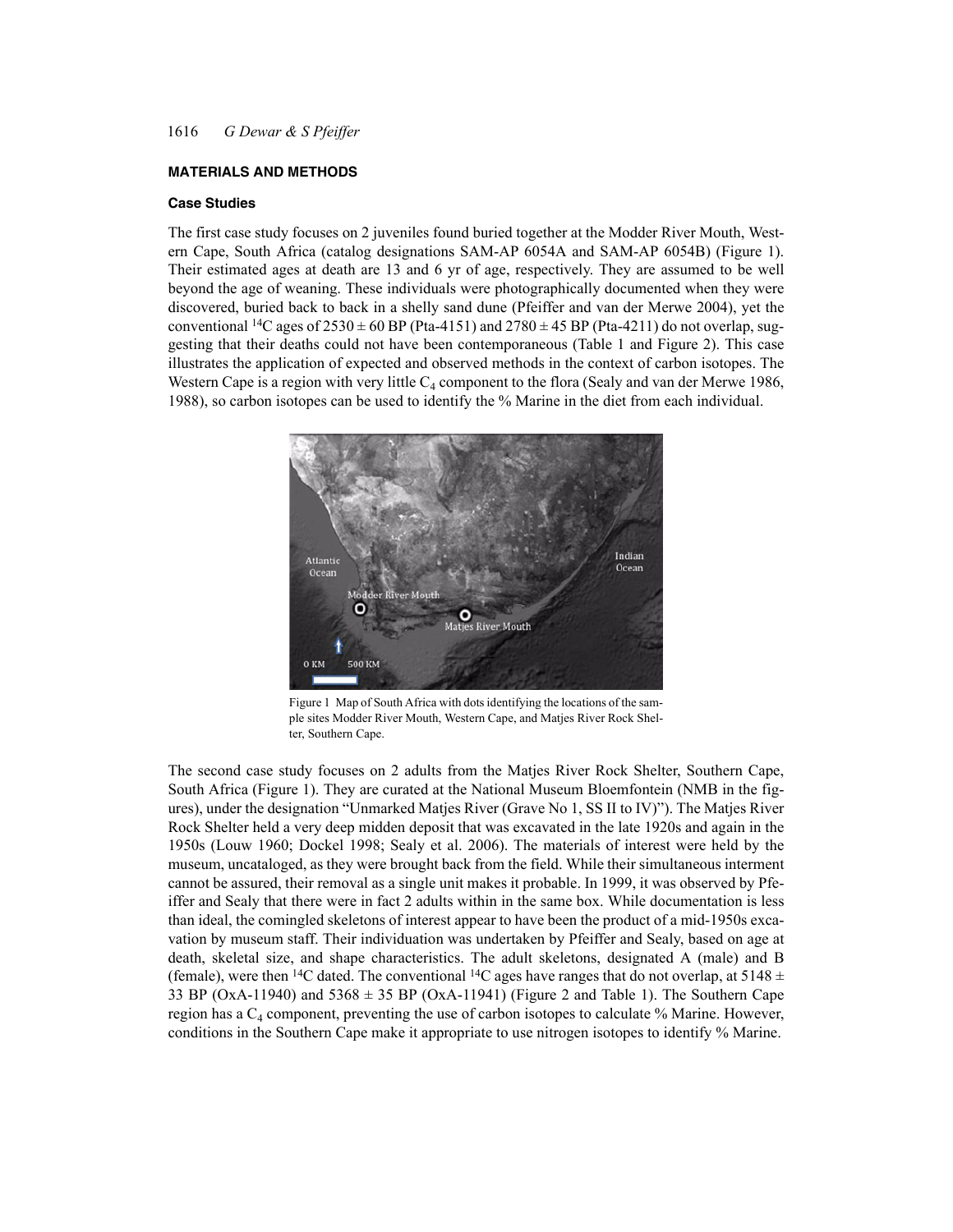## MATERIALS AND METHODS

### Case Studies

The first case study focuses on 2 juveniles found buried together at the Modder River Mouth, Western Cape, South Africa (catalog designations SAM-AP 6054A and SAM-AP 6054B) (Figure 1). Their estimated ages at death are 13 and 6 yr of age, respectively. They are assumed to be well beyond the age of weaning. These individuals were photographically documented when they were discovered, buried back to back in a shelly sand dune (Pfeiffer and van der Merwe 2004), yet the conventional $^{14}C$ ages of 2530 ± 60 BP (Pta-4151) and 2780 ± 45 BP (Pta-4211) do not overlap, suggesting that their deaths could not have been contemporaneous (Table 1 and Figure 2). This case illustrates the application of expected and observed methods in the context of carbon isotopes. The Western Cape is a region with very little $C_4$ component to the flora (Sealy and van der Merwe 1986, 1988), so carbon isotopes can be used to identify the % Marine in the diet from each individual.

Figure 1 Map of South Africa with dots identifying the locations of the sample sites Modder River Mouth, Western Cape, and Matjes River Rock Shelter, Southern Cape.

The second case study focuses on 2 adults from the Matjes River Rock Shelter, Southern Cape, South Africa (Figure 1). They are curated at the National Museum Bloemfontein (NMB in the figures), under the designation "Unmarked Matjes River (Grave No 1, SS II to IV)"). The Matjes River Rock Shelter held a very deep midden deposit that was excavated in the late 1920s and again in the 1950s (Louw 1960; Dockel 1998; Sealy et al. 2006). The materials of interest were held by the museum, uncataloged, as they were brought back from the field. While their simultaneous interment cannot be assured, their removal as a single unit makes it probable. In 1999, it was observed by Pfeiffer and Sealy that there were in fact 2 adults within in the same box. While documentation is less than ideal, the comingled skeletons of interest appear to have been the product of a mid-1950s excavation by museum staff. Their individuation was undertaken by Pfeiffer and Sealy, based on age at death, skeletal size, and shape characteristics. The adult skeletons, designated A (male) and B (female), were then $^{14}C$ dated. The conventional $^{14}C$ ages have ranges that do not overlap, at 5148 ± 33 BP (OxA-11940) and 5368 ± 35 BP (OxA-11941) (Figure 2 and Table 1). The Southern Cape region has a $C_4$ component, preventing the use of carbon isotopes to calculate % Marine. However, conditions in the Southern Cape make it appropriate to use nitrogen isotopes to identify % Marine.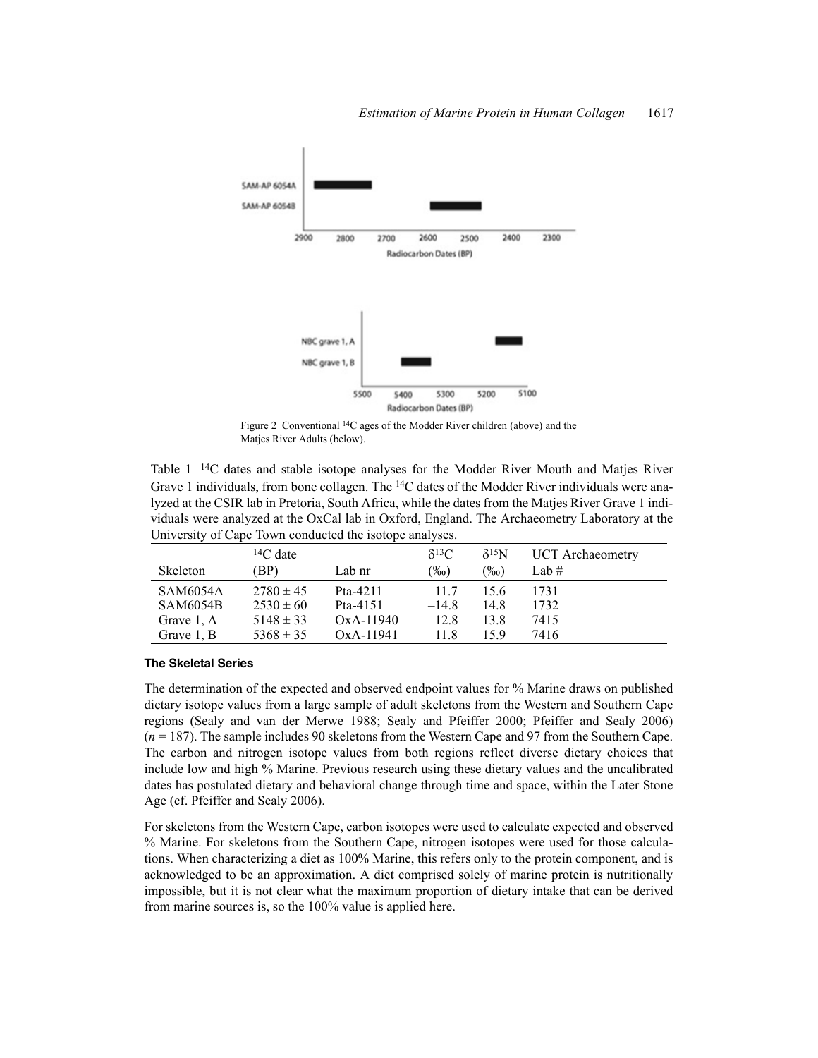Figure 2 Conventional $^{14}C$ ages of the Modder River children (above) and the Matjes River Adults (below).

Table 1 $^{14}C$ dates and stable isotope analyses for the Modder River Mouth and Matjes River Grave 1 individuals, from bone collagen. The $^{14}C$ dates of the Modder River individuals were analyzed at the CSIR lab in Pretoria, South Africa, while the dates from the Matjes River Grave 1 individuals were analyzed at the OxCal lab in Oxford, England. The Archaeometry Laboratory at the University of Cape Town conducted the isotope analyses.

| Skeleton | $^{14}C$ date (BP) | Lab nr | $\delta^{13}C$ (‰) | $\delta^{15}N$ (‰) | UCT Archaeometry Lab # |
|---|---|---|---|---|---|
| SAM6054A | 2780 ± 45 | Pta-4211 | –11.7 | 15.6 | 1731 |
| SAM6054B | 2530 ± 60 | Pta-4151 | –14.8 | 14.8 | 1732 |
| Grave 1, A | 5148 ± 33 | OxA-11940 | –12.8 | 13.8 | 7415 |
| Grave 1, B | 5368 ± 35 | OxA-11941 | –11.8 | 15.9 | 7416 |

### The Skeletal Series

The determination of the expected and observed endpoint values for % Marine draws on published dietary isotope values from a large sample of adult skeletons from the Western and Southern Cape regions (Sealy and van der Merwe 1988; Sealy and Pfeiffer 2000; Pfeiffer and Sealy 2006) ($n = 187$). The sample includes 90 skeletons from the Western Cape and 97 from the Southern Cape. The carbon and nitrogen isotope values from both regions reflect diverse dietary choices that include low and high % Marine. Previous research using these dietary values and the uncalibrated dates has postulated dietary and behavioral change through time and space, within the Later Stone Age (cf. Pfeiffer and Sealy 2006).

For skeletons from the Western Cape, carbon isotopes were used to calculate expected and observed % Marine. For skeletons from the Southern Cape, nitrogen isotopes were used for those calculations. When characterizing a diet as 100% Marine, this refers only to the protein component, and is acknowledged to be an approximation. A diet comprised solely of marine protein is nutritionally impossible, but it is not clear what the maximum proportion of dietary intake that can be derived from marine sources is, so the 100% value is applied here.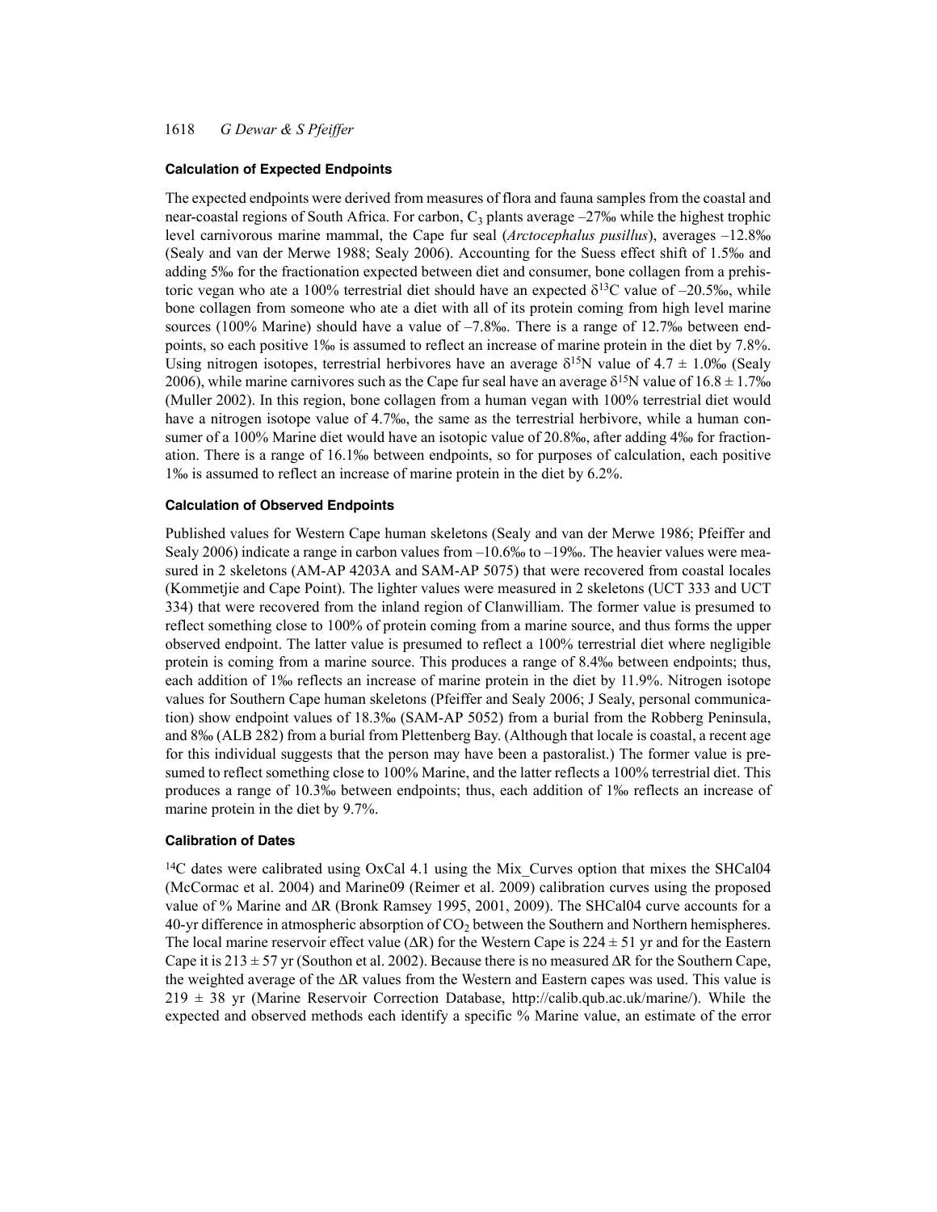### Calculation of Expected Endpoints

The expected endpoints were derived from measures of flora and fauna samples from the coastal and near-coastal regions of South Africa. For carbon, $C_3$ plants average –27‰ while the highest trophic level carnivorous marine mammal, the Cape fur seal (*Arctocephalus pusillus*), averages –12.8‰ (Sealy and van der Merwe 1988; Sealy 2006). Accounting for the Suess effect shift of 1.5‰ and adding 5‰ for the fractionation expected between diet and consumer, bone collagen from a prehistoric vegan who ate a 100% terrestrial diet should have an expected $\delta^{13}C$ value of –20.5‰, while bone collagen from someone who ate a diet with all of its protein coming from high level marine sources (100% Marine) should have a value of –7.8‰. There is a range of 12.7‰ between endpoints, so each positive 1‰ is assumed to reflect an increase of marine protein in the diet by 7.8%. Using nitrogen isotopes, terrestrial herbivores have an average $\delta^{15}N$ value of $4.7 \pm 1.0$‰ (Sealy 2006), while marine carnivores such as the Cape fur seal have an average $\delta^{15}N$ value of $16.8 \pm 1.7$‰ (Muller 2002). In this region, bone collagen from a human vegan with 100% terrestrial diet would have a nitrogen isotope value of 4.7‰, the same as the terrestrial herbivore, while a human consumer of a 100% Marine diet would have an isotopic value of 20.8‰, after adding 4‰ for fractionation. There is a range of 16.1‰ between endpoints, so for purposes of calculation, each positive 1‰ is assumed to reflect an increase of marine protein in the diet by 6.2%.

### Calculation of Observed Endpoints

Published values for Western Cape human skeletons (Sealy and van der Merwe 1986; Pfeiffer and Sealy 2006) indicate a range in carbon values from –10.6‰ to –19‰. The heavier values were measured in 2 skeletons (AM-AP 4203A and SAM-AP 5075) that were recovered from coastal locales (Kommetjie and Cape Point). The lighter values were measured in 2 skeletons (UCT 333 and UCT 334) that were recovered from the inland region of Clanwilliam. The former value is presumed to reflect something close to 100% of protein coming from a marine source, and thus forms the upper observed endpoint. The latter value is presumed to reflect a 100% terrestrial diet where negligible protein is coming from a marine source. This produces a range of 8.4‰ between endpoints; thus, each addition of 1‰ reflects an increase of marine protein in the diet by 11.9%. Nitrogen isotope values for Southern Cape human skeletons (Pfeiffer and Sealy 2006; J Sealy, personal communication) show endpoint values of 18.3‰ (SAM-AP 5052) from a burial from the Robberg Peninsula, and 8‰ (ALB 282) from a burial from Plettenberg Bay. (Although that locale is coastal, a recent age for this individual suggests that the person may have been a pastoralist.) The former value is presumed to reflect something close to 100% Marine, and the latter reflects a 100% terrestrial diet. This produces a range of 10.3‰ between endpoints; thus, each addition of 1‰ reflects an increase of marine protein in the diet by 9.7%.

### Calibration of Dates

$^{14}C$ dates were calibrated using OxCal 4.1 using the Mix_Curves option that mixes the SHCal04 (McCormac et al. 2004) and Marine09 (Reimer et al. 2009) calibration curves using the proposed value of % Marine and ΔR (Bronk Ramsey 1995, 2001, 2009). The SHCal04 curve accounts for a 40-yr difference in atmospheric absorption of $CO_2$ between the Southern and Northern hemispheres. The local marine reservoir effect value (ΔR) for the Western Cape is $224 \pm 51$ yr and for the Eastern Cape it is $213 \pm 57$ yr (Southon et al. 2002). Because there is no measured ΔR for the Southern Cape, the weighted average of the ΔR values from the Western and Eastern capes was used. This value is $219 \pm 38$ yr (Marine Reservoir Correction Database, http://calib.qub.ac.uk/marine/). While the expected and observed methods each identify a specific % Marine value, an estimate of the error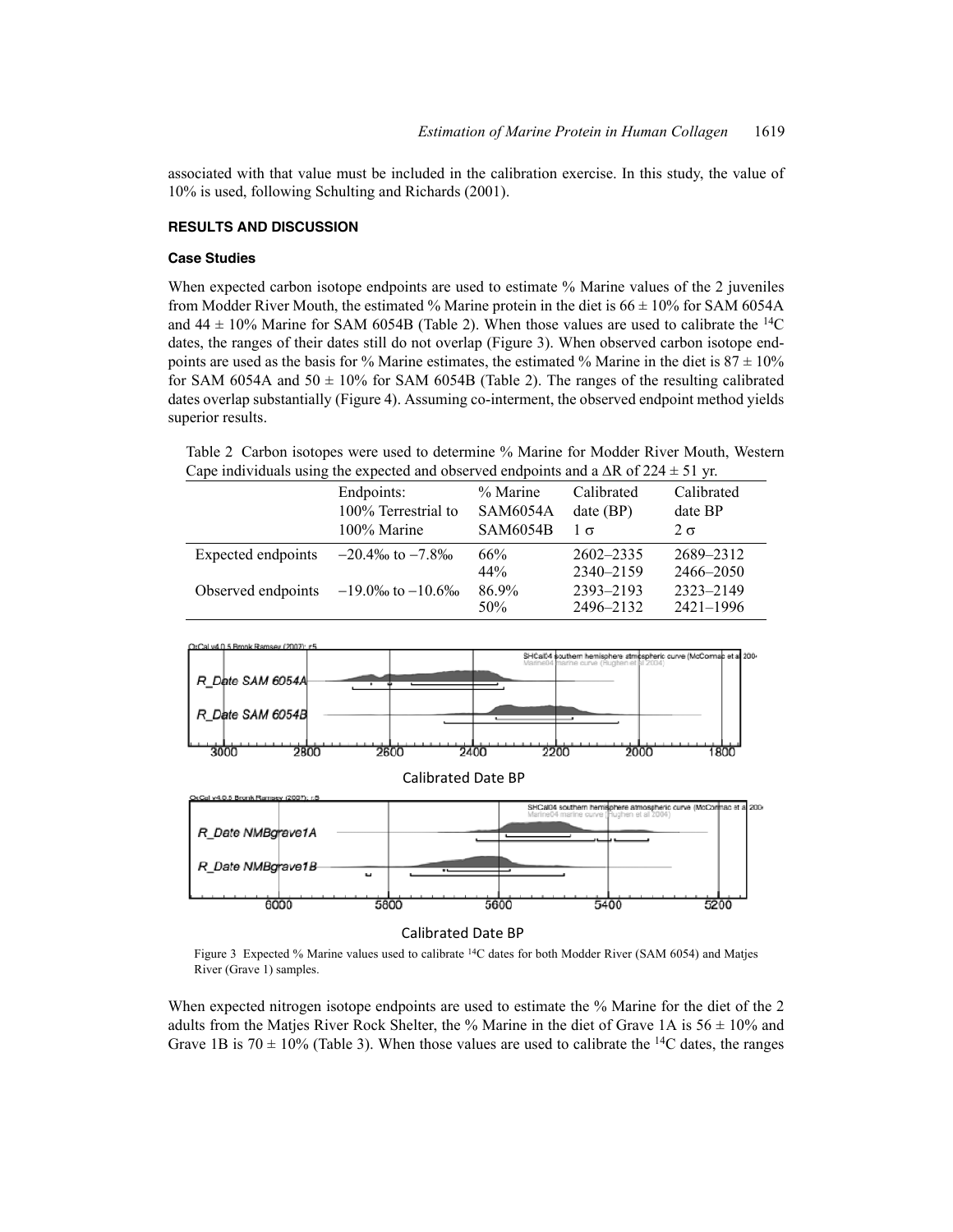associated with that value must be included in the calibration exercise. In this study, the value of 10% is used, following Schulting and Richards (2001).

## RESULTS AND DISCUSSION

### Case Studies

When expected carbon isotope endpoints are used to estimate % Marine values of the 2 juveniles from Modder River Mouth, the estimated % Marine protein in the diet is $66 \pm 10\%$ for SAM 6054A and $44 \pm 10\%$ Marine for SAM 6054B (Table 2). When those values are used to calibrate the $^{14}C$ dates, the ranges of their dates still do not overlap (Figure 3). When observed carbon isotope endpoints are used as the basis for % Marine estimates, the estimated % Marine in the diet is $87 \pm 10\%$ for SAM 6054A and $50 \pm 10\%$ for SAM 6054B (Table 2). The ranges of the resulting calibrated dates overlap substantially (Figure 4). Assuming co-interment, the observed endpoint method yields superior results.

Table 2 Carbon isotopes were used to determine % Marine for Modder River Mouth, Western Cape individuals using the expected and observed endpoints and a $\Delta R$ of $224 \pm 51$ yr.

| | Endpoints: 100% Terrestrial to 100% Marine | % Marine SAM6054A SAM6054B | Calibrated date (BP) $1\ \sigma$ | Calibrated date BP $2\ \sigma$ |
|---|---|---|---|---|
| Expected endpoints | −20.4‰ to −7.8‰ | 66% | 2602–2335 | 2689–2312 |
| | | 44% | 2340–2159 | 2466–2050 |
| Observed endpoints | −19.0‰ to −10.6‰ | 86.9% | 2393–2193 | 2323–2149 |
| | | 50% | 2496–2132 | 2421–1996 |

Figure 3 Expected % Marine values used to calibrate $^{14}C$ dates for both Modder River (SAM 6054) and Matjes River (Grave 1) samples.

When expected nitrogen isotope endpoints are used to estimate the % Marine for the diet of the 2 adults from the Matjes River Rock Shelter, the % Marine in the diet of Grave 1A is $56 \pm 10\%$ and Grave 1B is $70 \pm 10\%$ (Table 3). When those values are used to calibrate the $^{14}C$ dates, the ranges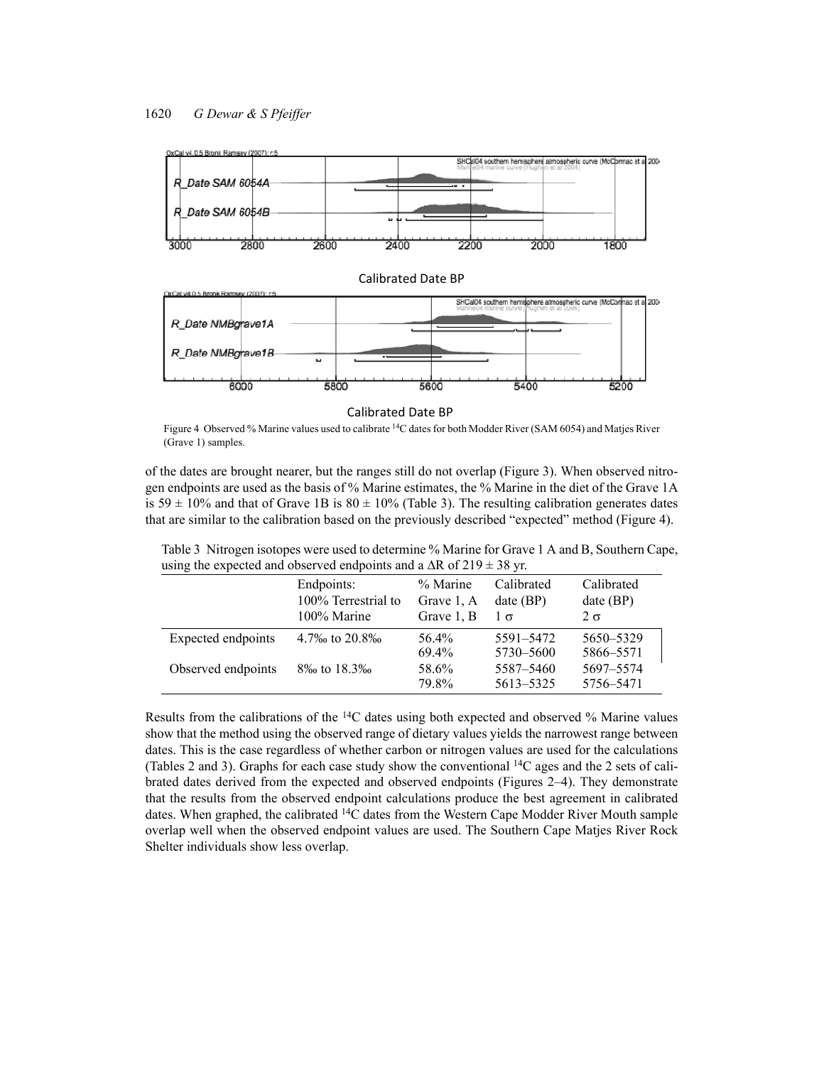Figure 4 Observed % Marine values used to calibrate $^{14}C$ dates for both Modder River (SAM 6054) and Matjes River (Grave 1) samples.

of the dates are brought nearer, but the ranges still do not overlap (Figure 3). When observed nitrogen endpoints are used as the basis of % Marine estimates, the % Marine in the diet of the Grave 1A is $59 \pm 10\%$ and that of Grave 1B is $80 \pm 10\%$ (Table 3). The resulting calibration generates dates that are similar to the calibration based on the previously described "expected" method (Figure 4).

Table 3 Nitrogen isotopes were used to determine % Marine for Grave 1 A and B, Southern Cape, using the expected and observed endpoints and a $\Delta R$ of $219 \pm 38$ yr.

| | Endpoints: 100% Terrestrial to 100% Marine | % Marine Grave 1, A Grave 1, B | Calibrated date (BP) $1\ \sigma$ | Calibrated date (BP) $2\ \sigma$ |
|---|---|---|---|---|
| Expected endpoints | 4.7‰ to 20.8‰ | 56.4% | 5591–5472 | 5650–5329 |
| | | 69.4% | 5730–5600 | 5866–5571 |
| Observed endpoints | 8‰ to 18.3‰ | 58.6% | 5587–5460 | 5697–5574 |
| | | 79.8% | 5613–5325 | 5756–5471 |

Results from the calibrations of the $^{14}C$ dates using both expected and observed % Marine values show that the method using the observed range of dietary values yields the narrowest range between dates. This is the case regardless of whether carbon or nitrogen values are used for the calculations (Tables 2 and 3). Graphs for each case study show the conventional $^{14}C$ ages and the 2 sets of calibrated dates derived from the expected and observed endpoints (Figures 2–4). They demonstrate that the results from the observed endpoint calculations produce the best agreement in calibrated dates. When graphed, the calibrated $^{14}C$ dates from the Western Cape Modder River Mouth sample overlap well when the observed endpoint values are used. The Southern Cape Matjes River Rock Shelter individuals show less overlap.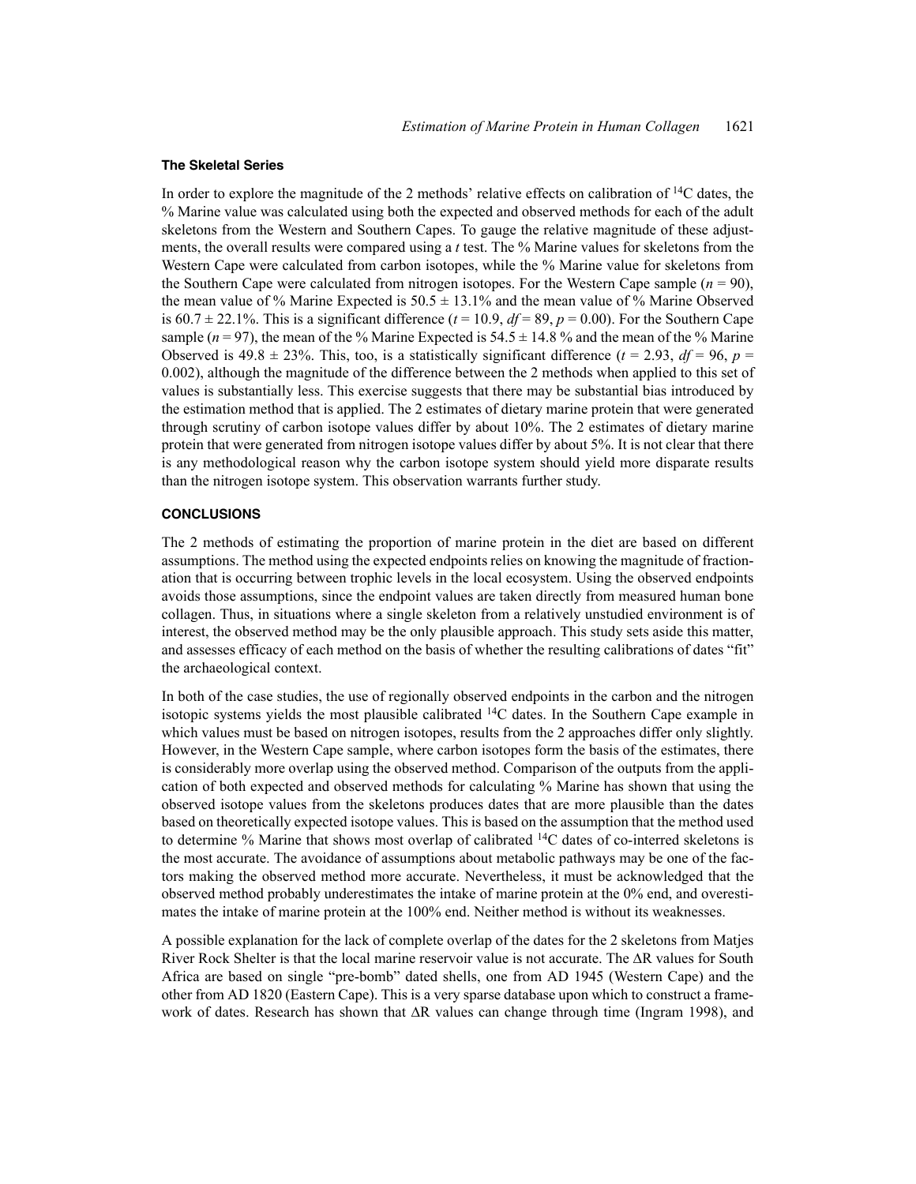### The Skeletal Series

In order to explore the magnitude of the 2 methods' relative effects on calibration of $^{14}C$ dates, the % Marine value was calculated using both the expected and observed methods for each of the adult skeletons from the Western and Southern Capes. To gauge the relative magnitude of these adjustments, the overall results were compared using a *t* test. The % Marine values for skeletons from the Western Cape were calculated from carbon isotopes, while the % Marine value for skeletons from the Southern Cape were calculated from nitrogen isotopes. For the Western Cape sample ($n = 90$), the mean value of % Marine Expected is $50.5 \pm 13.1\%$ and the mean value of % Marine Observed is $60.7 \pm 22.1\%$. This is a significant difference ($t = 10.9$, $df = 89$, $p = 0.00$). For the Southern Cape sample ($n = 97$), the mean of the % Marine Expected is $54.5 \pm 14.8$ % and the mean of the % Marine Observed is $49.8 \pm 23\%$. This, too, is a statistically significant difference ($t = 2.93$, $df = 96$, $p = 0.002$), although the magnitude of the difference between the 2 methods when applied to this set of values is substantially less. This exercise suggests that there may be substantial bias introduced by the estimation method that is applied. The 2 estimates of dietary marine protein that were generated through scrutiny of carbon isotope values differ by about 10%. The 2 estimates of dietary marine protein that were generated from nitrogen isotope values differ by about 5%. It is not clear that there is any methodological reason why the carbon isotope system should yield more disparate results than the nitrogen isotope system. This observation warrants further study.

## CONCLUSIONS

The 2 methods of estimating the proportion of marine protein in the diet are based on different assumptions. The method using the expected endpoints relies on knowing the magnitude of fractionation that is occurring between trophic levels in the local ecosystem. Using the observed endpoints avoids those assumptions, since the endpoint values are taken directly from measured human bone collagen. Thus, in situations where a single skeleton from a relatively unstudied environment is of interest, the observed method may be the only plausible approach. This study sets aside this matter, and assesses efficacy of each method on the basis of whether the resulting calibrations of dates "fit" the archaeological context.

In both of the case studies, the use of regionally observed endpoints in the carbon and the nitrogen isotopic systems yields the most plausible calibrated $^{14}C$ dates. In the Southern Cape example in which values must be based on nitrogen isotopes, results from the 2 approaches differ only slightly. However, in the Western Cape sample, where carbon isotopes form the basis of the estimates, there is considerably more overlap using the observed method. Comparison of the outputs from the application of both expected and observed methods for calculating % Marine has shown that using the observed isotope values from the skeletons produces dates that are more plausible than the dates based on theoretically expected isotope values. This is based on the assumption that the method used to determine % Marine that shows most overlap of calibrated $^{14}C$ dates of co-interred skeletons is the most accurate. The avoidance of assumptions about metabolic pathways may be one of the factors making the observed method more accurate. Nevertheless, it must be acknowledged that the observed method probably underestimates the intake of marine protein at the 0% end, and overestimates the intake of marine protein at the 100% end. Neither method is without its weaknesses.

A possible explanation for the lack of complete overlap of the dates for the 2 skeletons from Matjes River Rock Shelter is that the local marine reservoir value is not accurate. The $\Delta R$ values for South Africa are based on single "pre-bomb" dated shells, one from AD 1945 (Western Cape) and the other from AD 1820 (Eastern Cape). This is a very sparse database upon which to construct a framework of dates. Research has shown that $\Delta R$ values can change through time (Ingram 1998), and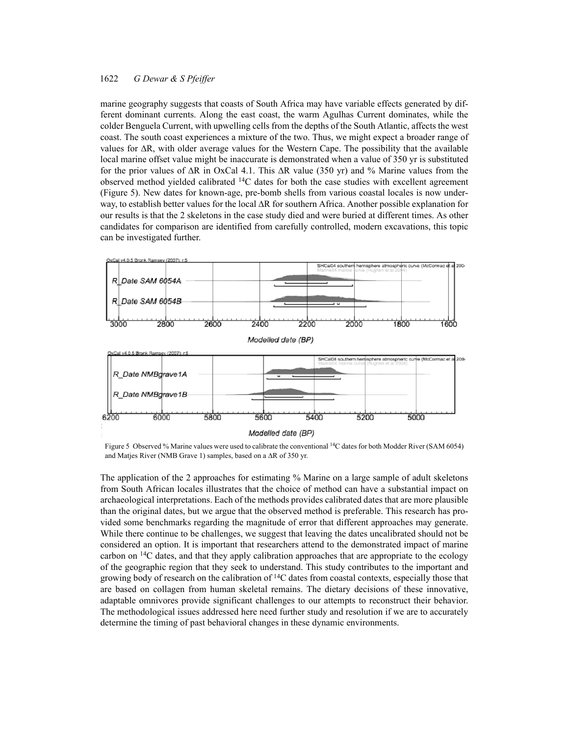marine geography suggests that coasts of South Africa may have variable effects generated by different dominant currents. Along the east coast, the warm Agulhas Current dominates, while the colder Benguela Current, with upwelling cells from the depths of the South Atlantic, affects the west coast. The south coast experiences a mixture of the two. Thus, we might expect a broader range of values for ΔR, with older average values for the Western Cape. The possibility that the available local marine offset value might be inaccurate is demonstrated when a value of 350 yr is substituted for the prior values of ΔR in OxCal 4.1. This ΔR value (350 yr) and % Marine values from the observed method yielded calibrated $^{14}C$ dates for both the case studies with excellent agreement (Figure 5). New dates for known-age, pre-bomb shells from various coastal locales is now underway, to establish better values for the local ΔR for southern Africa. Another possible explanation for our results is that the 2 skeletons in the case study died and were buried at different times. As other candidates for comparison are identified from carefully controlled, modern excavations, this topic can be investigated further.

Figure 5 Observed % Marine values were used to calibrate the conventional $^{14}C$ dates for both Modder River (SAM 6054) and Matjes River (NMB Grave 1) samples, based on a ΔR of 350 yr.

The application of the 2 approaches for estimating % Marine on a large sample of adult skeletons from South African locales illustrates that the choice of method can have a substantial impact on archaeological interpretations. Each of the methods provides calibrated dates that are more plausible than the original dates, but we argue that the observed method is preferable. This research has provided some benchmarks regarding the magnitude of error that different approaches may generate. While there continue to be challenges, we suggest that leaving the dates uncalibrated should not be considered an option. It is important that researchers attend to the demonstrated impact of marine carbon on $^{14}C$ dates, and that they apply calibration approaches that are appropriate to the ecology of the geographic region that they seek to understand. This study contributes to the important and growing body of research on the calibration of $^{14}C$ dates from coastal contexts, especially those that are based on collagen from human skeletal remains. The dietary decisions of these innovative, adaptable omnivores provide significant challenges to our attempts to reconstruct their behavior. The methodological issues addressed here need further study and resolution if we are to accurately determine the timing of past behavioral changes in these dynamic environments.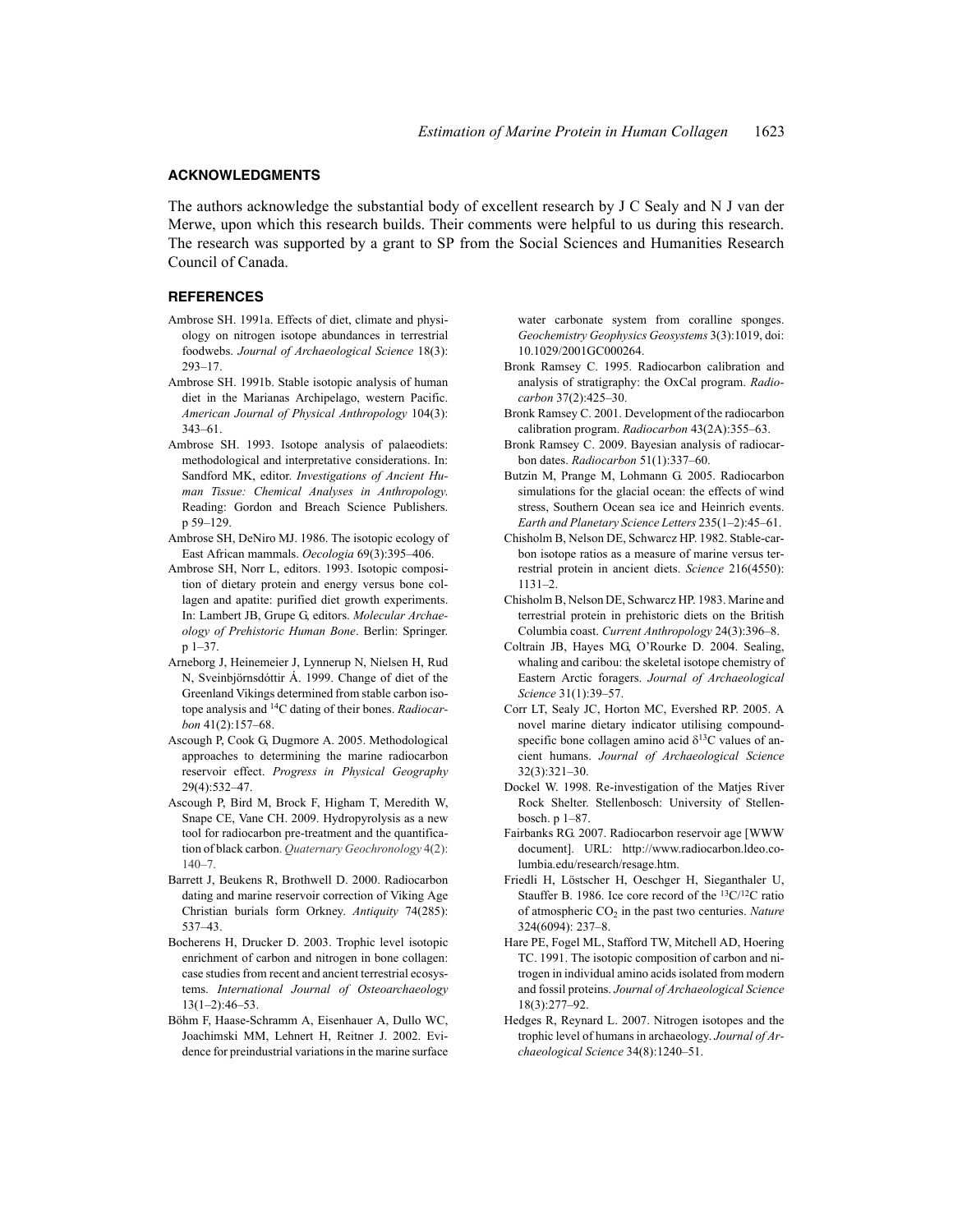## ACKNOWLEDGMENTS

The authors acknowledge the substantial body of excellent research by J C Sealy and N J van der Merwe, upon which this research builds. Their comments were helpful to us during this research. The research was supported by a grant to SP from the Social Sciences and Humanities Research Council of Canada.

## REFERENCES

Ambrose SH. 1991a. Effects of diet, climate and physiology on nitrogen isotope abundances in terrestrial foodwebs. *Journal of Archaeological Science* 18(3): 293–17.

Ambrose SH. 1991b. Stable isotopic analysis of human diet in the Marianas Archipelago, western Pacific. *American Journal of Physical Anthropology* 104(3): 343–61.

Ambrose SH. 1993. Isotope analysis of palaeodiets: methodological and interpretative considerations. In: Sandford MK, editor. *Investigations of Ancient Human Tissue: Chemical Analyses in Anthropology*. Reading: Gordon and Breach Science Publishers. p 59–129.

Ambrose SH, DeNiro MJ. 1986. The isotopic ecology of East African mammals. *Oecologia* 69(3):395–406.

Ambrose SH, Norr L, editors. 1993. Isotopic composition of dietary protein and energy versus bone collagen and apatite: purified diet growth experiments. In: Lambert JB, Grupe G, editors. *Molecular Archaeology of Prehistoric Human Bone*. Berlin: Springer. p 1–37.

Arneborg J, Heinemeier J, Lynnerup N, Nielsen H, Rud N, Sveinbjörnsdóttir Á. 1999. Change of diet of the Greenland Vikings determined from stable carbon isotope analysis and $^{14}C$ dating of their bones. *Radiocarbon* 41(2):157–68.

Ascough P, Cook G, Dugmore A. 2005. Methodological approaches to determining the marine radiocarbon reservoir effect. *Progress in Physical Geography* 29(4):532–47.

Ascough P, Bird M, Brock F, Higham T, Meredith W, Snape CE, Vane CH. 2009. Hydropyrolysis as a new tool for radiocarbon pre-treatment and the quantification of black carbon. *Quaternary Geochronology* 4(2): 140–7.

Barrett J, Beukens R, Brothwell D. 2000. Radiocarbon dating and marine reservoir correction of Viking Age Christian burials form Orkney. *Antiquity* 74(285): 537–43.

Bocherens H, Drucker D. 2003. Trophic level isotopic enrichment of carbon and nitrogen in bone collagen: case studies from recent and ancient terrestrial ecosystems. *International Journal of Osteoarchaeology* 13(1–2):46–53.

Böhm F, Haase-Schramm A, Eisenhauer A, Dullo WC, Joachimski MM, Lehnert H, Reitner J. 2002. Evidence for preindustrial variations in the marine surface water carbonate system from coralline sponges. *Geochemistry Geophysics Geosystems* 3(3):1019, doi: 10.1029/2001GC000264.

Bronk Ramsey C. 1995. Radiocarbon calibration and analysis of stratigraphy: the OxCal program. *Radiocarbon* 37(2):425–30.

Bronk Ramsey C. 2001. Development of the radiocarbon calibration program. *Radiocarbon* 43(2A):355–63.

Bronk Ramsey C. 2009. Bayesian analysis of radiocarbon dates. *Radiocarbon* 51(1):337–60.

Butzin M, Prange M, Lohmann G. 2005. Radiocarbon simulations for the glacial ocean: the effects of wind stress, Southern Ocean sea ice and Heinrich events. *Earth and Planetary Science Letters* 235(1–2):45–61.

Chisholm B, Nelson DE, Schwarcz HP. 1982. Stable-carbon isotope ratios as a measure of marine versus terrestrial protein in ancient diets. *Science* 216(4550): 1131–2.

Chisholm B, Nelson DE, Schwarcz HP. 1983. Marine and terrestrial protein in prehistoric diets on the British Columbia coast. *Current Anthropology* 24(3):396–8.

Coltrain JB, Hayes MG, O'Rourke D. 2004. Sealing, whaling and caribou: the skeletal isotope chemistry of Eastern Arctic foragers. *Journal of Archaeological Science* 31(1):39–57.

Corr LT, Sealy JC, Horton MC, Evershed RP. 2005. A novel marine dietary indicator utilising compound-specific bone collagen amino acid $\delta^{13}C$ values of ancient humans. *Journal of Archaeological Science* 32(3):321–30.

Dockel W. 1998. Re-investigation of the Matjes River Rock Shelter. Stellenbosch: University of Stellenbosch. p 1–87.

Fairbanks RG. 2007. Radiocarbon reservoir age [WWW document]. URL: http://www.radiocarbon.ldeo.columbia.edu/research/resage.htm.

Friedli H, Löstscher H, Oeschger H, Sieganthaler U, Stauffer B. 1986. Ice core record of the $^{13}C/^{12}C$ ratio of atmospheric $CO_2$ in the past two centuries. *Nature* 324(6094): 237–8.

Hare PE, Fogel ML, Stafford TW, Mitchell AD, Hoering TC. 1991. The isotopic composition of carbon and nitrogen in individual amino acids isolated from modern and fossil proteins. *Journal of Archaeological Science* 18(3):277–92.

Hedges R, Reynard L. 2007. Nitrogen isotopes and the trophic level of humans in archaeology. *Journal of Archaeological Science* 34(8):1240–51.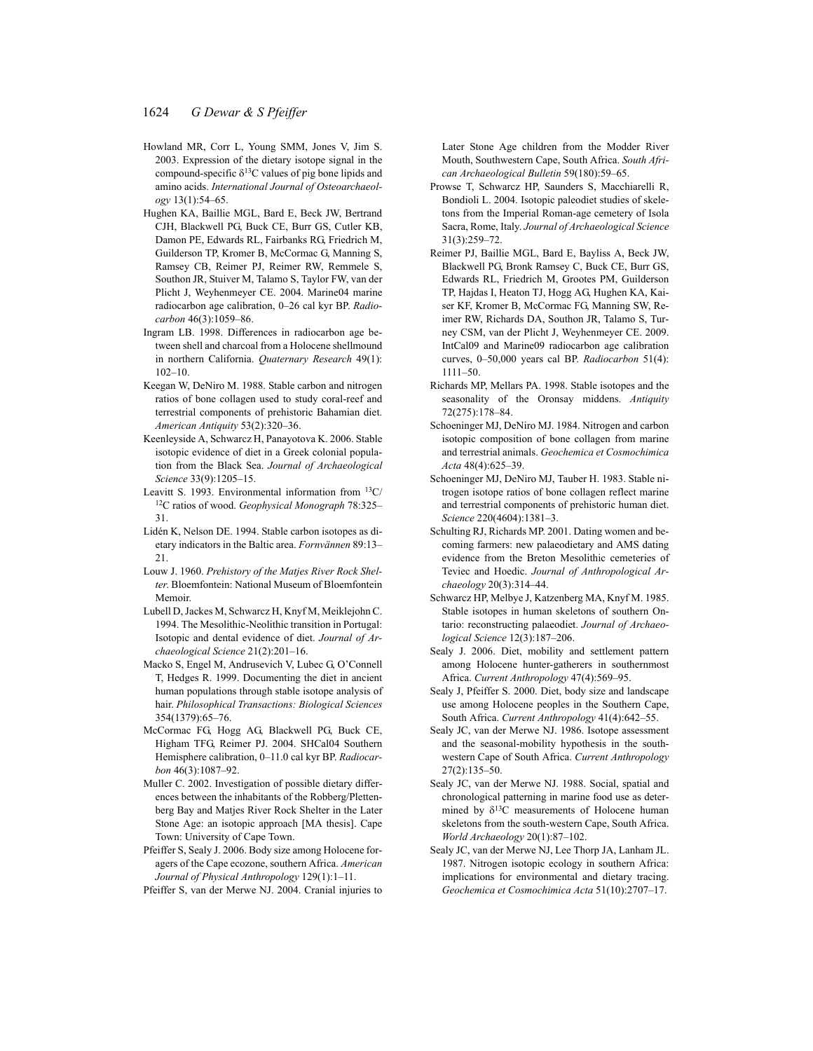Howland MR, Corr L, Young SMM, Jones V, Jim S. 2003. Expression of the dietary isotope signal in the compound-specific $\delta^{13}C$ values of pig bone lipids and amino acids. *International Journal of Osteoarchaeology* 13(1):54–65.

Hughen KA, Baillie MGL, Bard E, Beck JW, Bertrand CJH, Blackwell PG, Buck CE, Burr GS, Cutler KB, Damon PE, Edwards RL, Fairbanks RG, Friedrich M, Guilderson TP, Kromer B, McCormac G, Manning S, Ramsey CB, Reimer PJ, Reimer RW, Remmele S, Southon JR, Stuiver M, Talamo S, Taylor FW, van der Plicht J, Weyhenmeyer CE. 2004. Marine04 marine radiocarbon age calibration, 0–26 cal kyr BP. *Radiocarbon* 46(3):1059–86.

Ingram LB. 1998. Differences in radiocarbon age between shell and charcoal from a Holocene shellmound in northern California. *Quaternary Research* 49(1): 102–10.

Keegan W, DeNiro M. 1988. Stable carbon and nitrogen ratios of bone collagen used to study coral-reef and terrestrial components of prehistoric Bahamian diet. *American Antiquity* 53(2):320–36.

Keenleyside A, Schwarcz H, Panayotova K. 2006. Stable isotopic evidence of diet in a Greek colonial population from the Black Sea. *Journal of Archaeological Science* 33(9):1205–15.

Leavitt S. 1993. Environmental information from $^{13}C/^{12}C$ ratios of wood. *Geophysical Monograph* 78:325–31.

Lidén K, Nelson DE. 1994. Stable carbon isotopes as dietary indicators in the Baltic area. *Fornvännen* 89:13–21.

Louw J. 1960. *Prehistory of the Matjes River Rock Shelter*. Bloemfontein: National Museum of Bloemfontein Memoir.

Lubell D, Jackes M, Schwarcz H, Knyf M, Meiklejohn C. 1994. The Mesolithic-Neolithic transition in Portugal: Isotopic and dental evidence of diet. *Journal of Archaeological Science* 21(2):201–16.

Macko S, Engel M, Andrusevich V, Lubec G, O'Connell T, Hedges R. 1999. Documenting the diet in ancient human populations through stable isotope analysis of hair. *Philosophical Transactions: Biological Sciences* 354(1379):65–76.

McCormac FG, Hogg AG, Blackwell PG, Buck CE, Higham TFG, Reimer PJ. 2004. SHCal04 Southern Hemisphere calibration, 0–11.0 cal kyr BP. *Radiocarbon* 46(3):1087–92.

Muller C. 2002. Investigation of possible dietary differences between the inhabitants of the Robberg/Plettenberg Bay and Matjes River Rock Shelter in the Later Stone Age: an isotopic approach [MA thesis]. Cape Town: University of Cape Town.

Pfeiffer S, Sealy J. 2006. Body size among Holocene foragers of the Cape ecozone, southern Africa. *American Journal of Physical Anthropology* 129(1):1–11.

Pfeiffer S, van der Merwe NJ. 2004. Cranial injuries to Later Stone Age children from the Modder River Mouth, Southwestern Cape, South Africa. *South African Archaeological Bulletin* 59(180):59–65.

Prowse T, Schwarcz HP, Saunders S, Macchiarelli R, Bondioli L. 2004. Isotopic paleodiet studies of skeletons from the Imperial Roman-age cemetery of Isola Sacra, Rome, Italy. *Journal of Archaeological Science* 31(3):259–72.

Reimer PJ, Baillie MGL, Bard E, Bayliss A, Beck JW, Blackwell PG, Bronk Ramsey C, Buck CE, Burr GS, Edwards RL, Friedrich M, Grootes PM, Guilderson TP, Hajdas I, Heaton TJ, Hogg AG, Hughen KA, Kaiser KF, Kromer B, McCormac FG, Manning SW, Reimer RW, Richards DA, Southon JR, Talamo S, Turney CSM, van der Plicht J, Weyhenmeyer CE. 2009. IntCal09 and Marine09 radiocarbon age calibration curves, 0–50,000 years cal BP. *Radiocarbon* 51(4): 1111–50.

Richards MP, Mellars PA. 1998. Stable isotopes and the seasonality of the Oronsay middens. *Antiquity* 72(275):178–84.

Schoeninger MJ, DeNiro MJ. 1984. Nitrogen and carbon isotopic composition of bone collagen from marine and terrestrial animals. *Geochemica et Cosmochimica Acta* 48(4):625–39.

Schoeninger MJ, DeNiro MJ, Tauber H. 1983. Stable nitrogen isotope ratios of bone collagen reflect marine and terrestrial components of prehistoric human diet. *Science* 220(4604):1381–3.

Schulting RJ, Richards MP. 2001. Dating women and becoming farmers: new palaeodietary and AMS dating evidence from the Breton Mesolithic cemeteries of Teviec and Hoedic. *Journal of Anthropological Archaeology* 20(3):314–44.

Schwarcz HP, Melbye J, Katzenberg MA, Knyf M. 1985. Stable isotopes in human skeletons of southern Ontario: reconstructing palaeodiet. *Journal of Archaeological Science* 12(3):187–206.

Sealy J. 2006. Diet, mobility and settlement pattern among Holocene hunter-gatherers in southernmost Africa. *Current Anthropology* 47(4):569–95.

Sealy J, Pfeiffer S. 2000. Diet, body size and landscape use among Holocene peoples in the Southern Cape, South Africa. *Current Anthropology* 41(4):642–55.

Sealy JC, van der Merwe NJ. 1986. Isotope assessment and the seasonal-mobility hypothesis in the southwestern Cape of South Africa. *Current Anthropology* 27(2):135–50.

Sealy JC, van der Merwe NJ. 1988. Social, spatial and chronological patterning in marine food use as determined by $\delta^{13}C$ measurements of Holocene human skeletons from the south-western Cape, South Africa. *World Archaeology* 20(1):87–102.

Sealy JC, van der Merwe NJ, Lee Thorp JA, Lanham JL. 1987. Nitrogen isotopic ecology in southern Africa: implications for environmental and dietary tracing. *Geochemica et Cosmochimica Acta* 51(10):2707–17.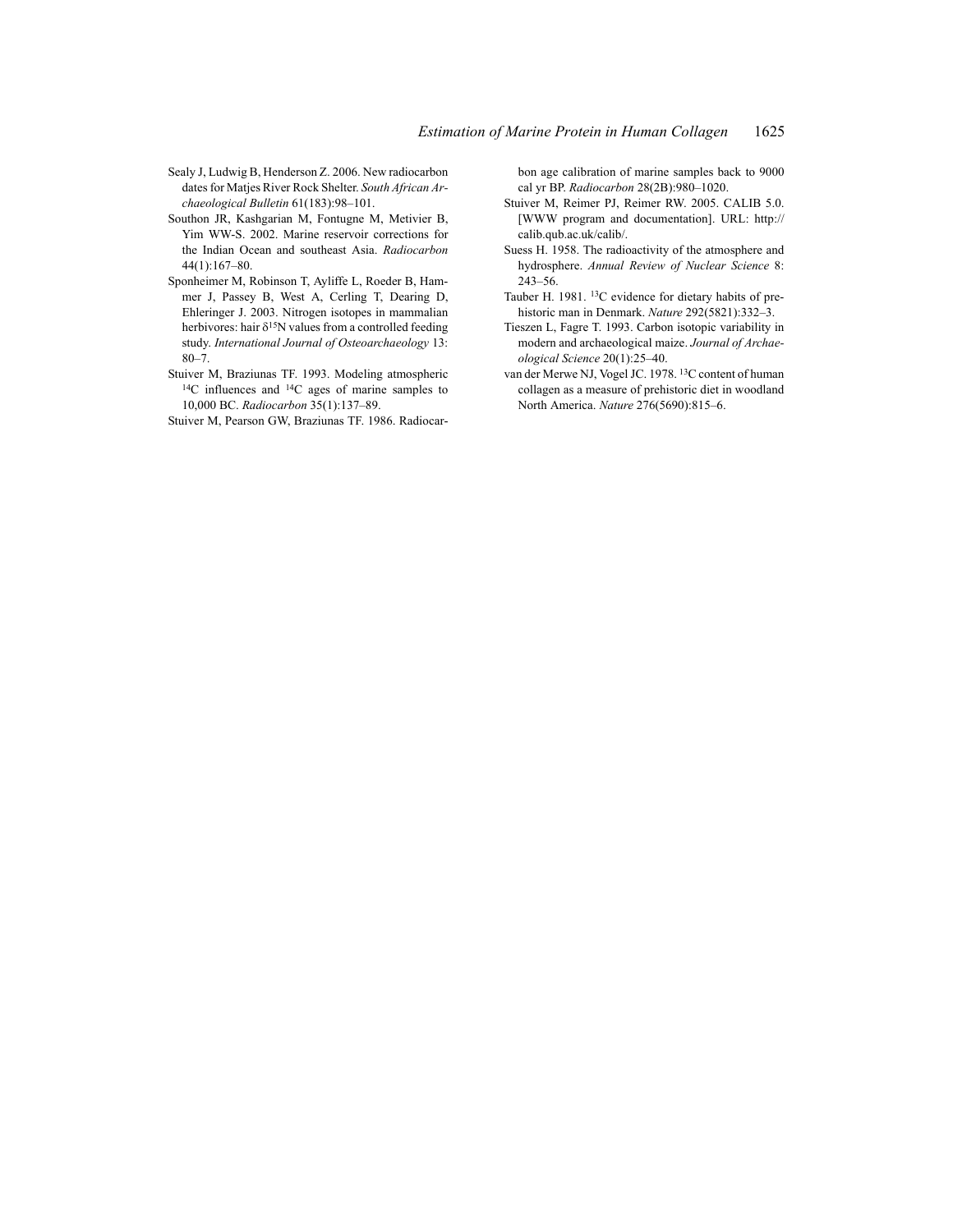Sealy J, Ludwig B, Henderson Z. 2006. New radiocarbon dates for Matjes River Rock Shelter. *South African Archaeological Bulletin* 61(183):98–101.

Southon JR, Kashgarian M, Fontugne M, Metivier B, Yim WW-S. 2002. Marine reservoir corrections for the Indian Ocean and southeast Asia. *Radiocarbon* 44(1):167–80.

Sponheimer M, Robinson T, Ayliffe L, Roeder B, Hammer J, Passey B, West A, Cerling T, Dearing D, Ehleringer J. 2003. Nitrogen isotopes in mammalian herbivores: hair $\delta^{15}$N values from a controlled feeding study. *International Journal of Osteoarchaeology* 13: 80–7.

Stuiver M, Braziunas TF. 1993. Modeling atmospheric $^{14}$C influences and $^{14}$C ages of marine samples to 10,000 BC. *Radiocarbon* 35(1):137–89.

Stuiver M, Pearson GW, Braziunas TF. 1986. Radiocarbon age calibration of marine samples back to 9000 cal yr BP. *Radiocarbon* 28(2B):980–1020.

Stuiver M, Reimer PJ, Reimer RW. 2005. CALIB 5.0. [WWW program and documentation]. URL: http://calib.qub.ac.uk/calib/.

Suess H. 1958. The radioactivity of the atmosphere and hydrosphere. *Annual Review of Nuclear Science* 8: 243–56.

Tauber H. 1981. $^{13}$C evidence for dietary habits of prehistoric man in Denmark. *Nature* 292(5821):332–3.

Tieszen L, Fagre T. 1993. Carbon isotopic variability in modern and archaeological maize. *Journal of Archaeological Science* 20(1):25–40.

van der Merwe NJ, Vogel JC. 1978. $^{13}$C content of human collagen as a measure of prehistoric diet in woodland North America. *Nature* 276(5690):815–6.